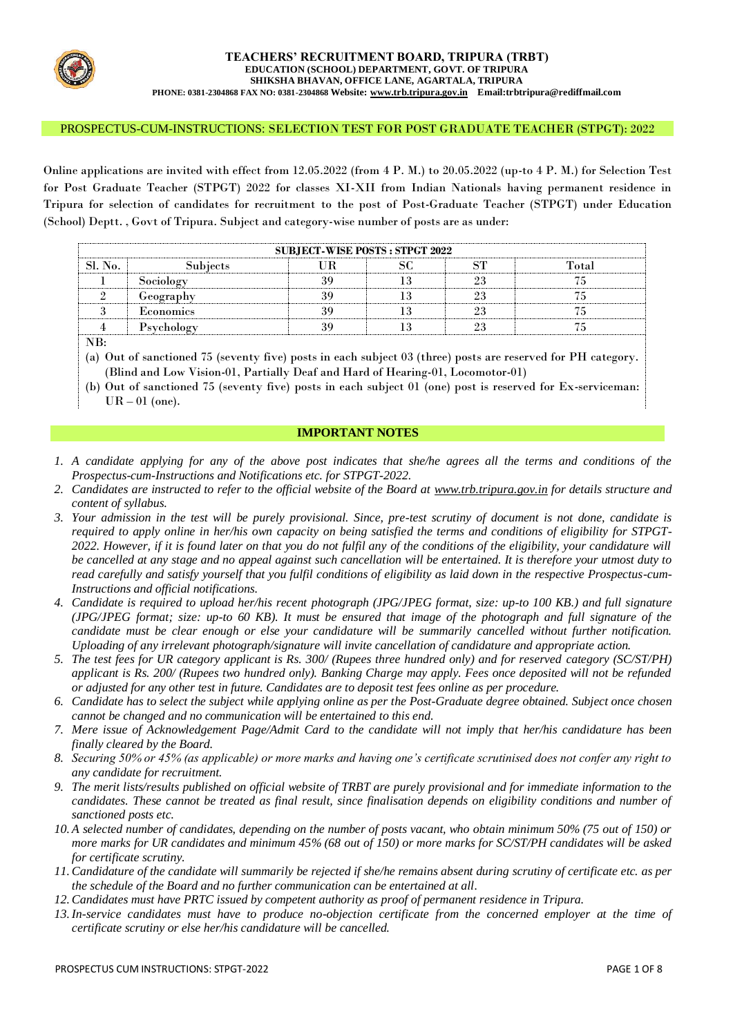# TEACHERS' RECRUITMENT BOARD, TRIPURA (TRBT)

**EDUCATION (SCHOOL) DEPARTMENT, GOVT. OF TRIPURA**
**SHIKSHA BHAVAN, OFFICE LANE, AGARTALA, TRIPURA**
**PHONE: 0381-2304868 FAX NO: 0381-2304868 Website: www.trb.tripura.gov.in Email:trbtripura@rediffmail.com**

## PROSPECTUS-CUM-INSTRUCTIONS: SELECTION TEST FOR POST GRADUATE TEACHER (STPGT): 2022

Online applications are invited with effect from 12.05.2022 (from 4 P. M.) to 20.05.2022 (up-to 4 P. M.) for Selection Test for Post Graduate Teacher (STPGT) 2022 for classes XI-XII from Indian Nationals having permanent residence in Tripura for selection of candidates for recruitment to the post of Post-Graduate Teacher (STPGT) under Education (School) Deptt. , Govt of Tripura. Subject and category-wise number of posts are as under:

| SUBJECT-WISE POSTS : STPGT 2022 | | | | | |
|---|---|---|---|---|---|
| Sl. No. | Subjects | UR | SC | ST | Total |
| 1 | Sociology | 39 | 13 | 23 | 75 |
| 2 | Geography | 39 | 13 | 23 | 75 |
| 3 | Economics | 39 | 13 | 23 | 75 |
| 4 | Psychology | 39 | 13 | 23 | 75 |

NB:

(a) Out of sanctioned 75 (seventy five) posts in each subject 03 (three) posts are reserved for PH category. (Blind and Low Vision-01, Partially Deaf and Hard of Hearing-01, Locomotor-01)

(b) Out of sanctioned 75 (seventy five) posts in each subject 01 (one) post is reserved for Ex-serviceman: UR – 01 (one).

## IMPORTANT NOTES

1. *A candidate applying for any of the above post indicates that she/he agrees all the terms and conditions of the Prospectus-cum-Instructions and Notifications etc. for STPGT-2022.*
2. *Candidates are instructed to refer to the official website of the Board at www.trb.tripura.gov.in for details structure and content of syllabus.*
3. *Your admission in the test will be purely provisional. Since, pre-test scrutiny of document is not done, candidate is required to apply online in her/his own capacity on being satisfied the terms and conditions of eligibility for STPGT-2022. However, if it is found later on that you do not fulfil any of the conditions of the eligibility, your candidature will be cancelled at any stage and no appeal against such cancellation will be entertained. It is therefore your utmost duty to read carefully and satisfy yourself that you fulfil conditions of eligibility as laid down in the respective Prospectus-cum-Instructions and official notifications.*
4. *Candidate is required to upload her/his recent photograph (JPG/JPEG format, size: up-to 100 KB.) and full signature (JPG/JPEG format; size: up-to 60 KB). It must be ensured that image of the photograph and full signature of the candidate must be clear enough or else your candidature will be summarily cancelled without further notification. Uploading of any irrelevant photograph/signature will invite cancellation of candidature and appropriate action.*
5. *The test fees for UR category applicant is Rs. 300/ (Rupees three hundred only) and for reserved category (SC/ST/PH) applicant is Rs. 200/ (Rupees two hundred only). Banking Charge may apply. Fees once deposited will not be refunded or adjusted for any other test in future. Candidates are to deposit test fees online as per procedure.*
6. *Candidate has to select the subject while applying online as per the Post-Graduate degree obtained. Subject once chosen cannot be changed and no communication will be entertained to this end.*
7. *Mere issue of Acknowledgement Page/Admit Card to the candidate will not imply that her/his candidature has been finally cleared by the Board.*
8. *Securing 50% or 45% (as applicable) or more marks and having one's certificate scrutinised does not confer any right to any candidate for recruitment.*
9. *The merit lists/results published on official website of TRBT are purely provisional and for immediate information to the candidates. These cannot be treated as final result, since finalisation depends on eligibility conditions and number of sanctioned posts etc.*
10. *A selected number of candidates, depending on the number of posts vacant, who obtain minimum 50% (75 out of 150) or more marks for UR candidates and minimum 45% (68 out of 150) or more marks for SC/ST/PH candidates will be asked for certificate scrutiny.*
11. *Candidature of the candidate will summarily be rejected if she/he remains absent during scrutiny of certificate etc. as per the schedule of the Board and no further communication can be entertained at all.*
12. *Candidates must have PRTC issued by competent authority as proof of permanent residence in Tripura.*
13. *In-service candidates must have to produce no-objection certificate from the concerned employer at the time of certificate scrutiny or else her/his candidature will be cancelled.*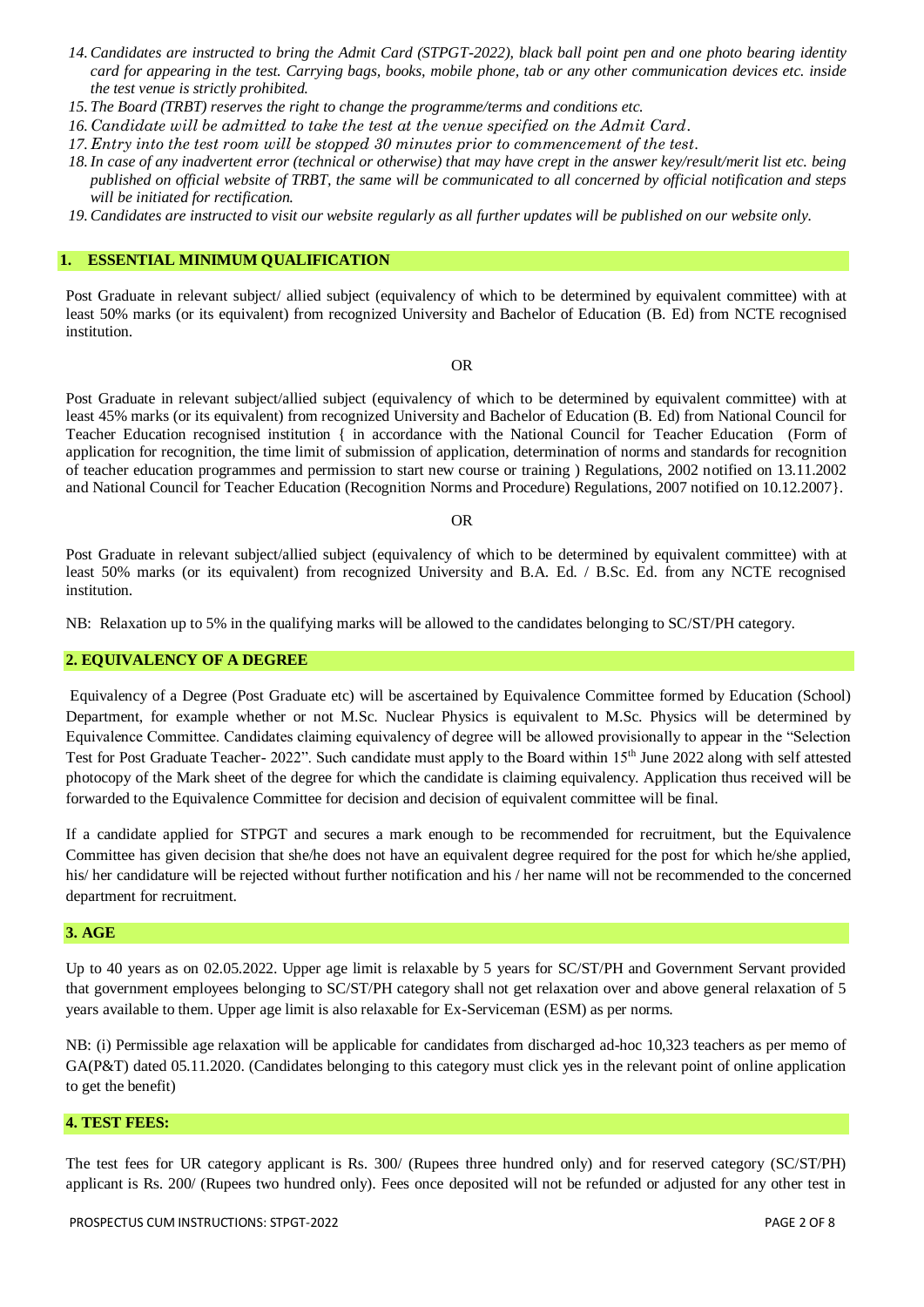14. *Candidates are instructed to bring the Admit Card (STPGT-2022), black ball point pen and one photo bearing identity card for appearing in the test. Carrying bags, books, mobile phone, tab or any other communication devices etc. inside the test venue is strictly prohibited.*
15. *The Board (TRBT) reserves the right to change the programme/terms and conditions etc.*
16. *Candidate will be admitted to take the test at the venue specified on the Admit Card.*
17. *Entry into the test room will be stopped 30 minutes prior to commencement of the test.*
18. *In case of any inadvertent error (technical or otherwise) that may have crept in the answer key/result/merit list etc. being published on official website of TRBT, the same will be communicated to all concerned by official notification and steps will be initiated for rectification.*
19. *Candidates are instructed to visit our website regularly as all further updates will be published on our website only.*

## 1. ESSENTIAL MINIMUM QUALIFICATION

Post Graduate in relevant subject/ allied subject (equivalency of which to be determined by equivalent committee) with at least 50% marks (or its equivalent) from recognized University and Bachelor of Education (B. Ed) from NCTE recognised institution.

OR

Post Graduate in relevant subject/allied subject (equivalency of which to be determined by equivalent committee) with at least 45% marks (or its equivalent) from recognized University and Bachelor of Education (B. Ed) from National Council for Teacher Education recognised institution { in accordance with the National Council for Teacher Education (Form of application for recognition, the time limit of submission of application, determination of norms and standards for recognition of teacher education programmes and permission to start new course or training ) Regulations, 2002 notified on 13.11.2002 and National Council for Teacher Education (Recognition Norms and Procedure) Regulations, 2007 notified on 10.12.2007}.

OR

Post Graduate in relevant subject/allied subject (equivalency of which to be determined by equivalent committee) with at least 50% marks (or its equivalent) from recognized University and B.A. Ed. / B.Sc. Ed. from any NCTE recognised institution.

NB: Relaxation up to 5% in the qualifying marks will be allowed to the candidates belonging to SC/ST/PH category.

## 2. EQUIVALENCY OF A DEGREE

Equivalency of a Degree (Post Graduate etc) will be ascertained by Equivalence Committee formed by Education (School) Department, for example whether or not M.Sc. Nuclear Physics is equivalent to M.Sc. Physics will be determined by Equivalence Committee. Candidates claiming equivalency of degree will be allowed provisionally to appear in the "Selection Test for Post Graduate Teacher- 2022". Such candidate must apply to the Board within 15th June 2022 along with self attested photocopy of the Mark sheet of the degree for which the candidate is claiming equivalency. Application thus received will be forwarded to the Equivalence Committee for decision and decision of equivalent committee will be final.

If a candidate applied for STPGT and secures a mark enough to be recommended for recruitment, but the Equivalence Committee has given decision that she/he does not have an equivalent degree required for the post for which he/she applied, his/ her candidature will be rejected without further notification and his / her name will not be recommended to the concerned department for recruitment.

## 3. AGE

Up to 40 years as on 02.05.2022. Upper age limit is relaxable by 5 years for SC/ST/PH and Government Servant provided that government employees belonging to SC/ST/PH category shall not get relaxation over and above general relaxation of 5 years available to them. Upper age limit is also relaxable for Ex-Serviceman (ESM) as per norms.

NB: (i) Permissible age relaxation will be applicable for candidates from discharged ad-hoc 10,323 teachers as per memo of GA(P&T) dated 05.11.2020. (Candidates belonging to this category must click yes in the relevant point of online application to get the benefit)

## 4. TEST FEES:

The test fees for UR category applicant is Rs. 300/ (Rupees three hundred only) and for reserved category (SC/ST/PH) applicant is Rs. 200/ (Rupees two hundred only). Fees once deposited will not be refunded or adjusted for any other test in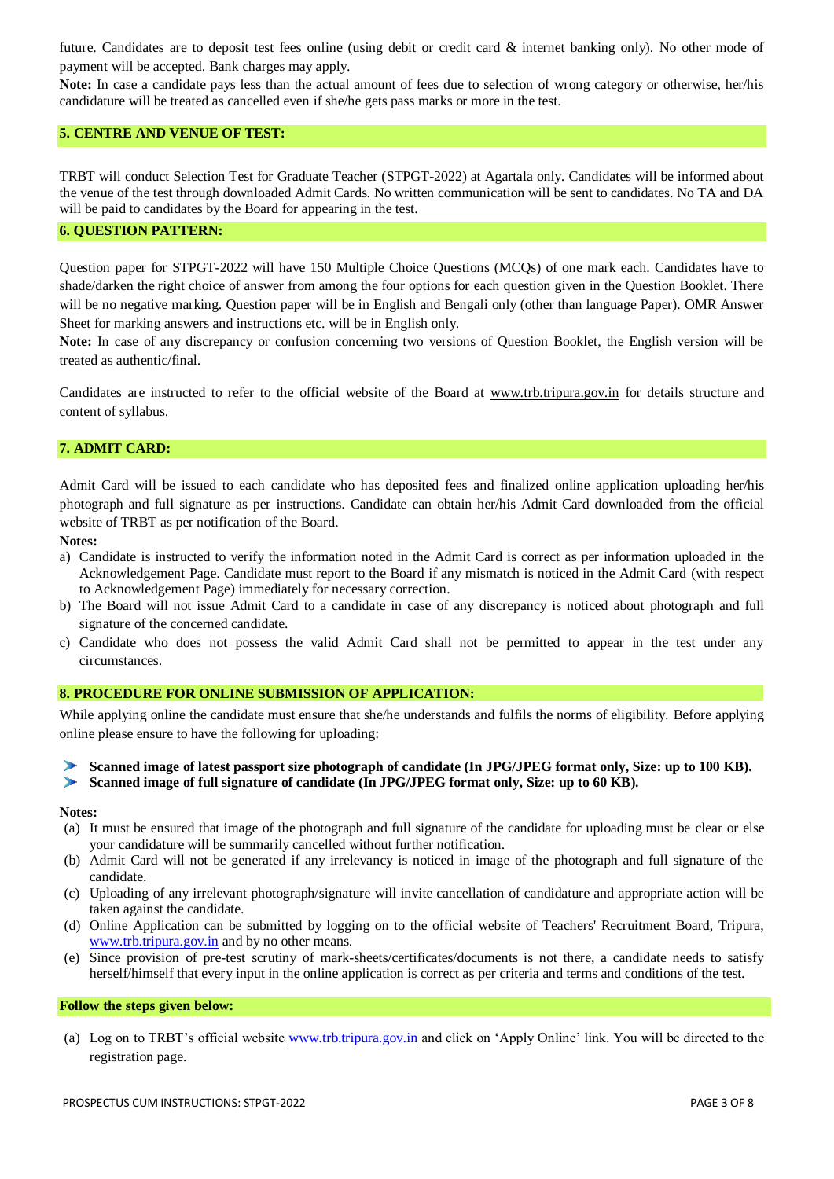future. Candidates are to deposit test fees online (using debit or credit card & internet banking only). No other mode of payment will be accepted. Bank charges may apply.

**Note:** In case a candidate pays less than the actual amount of fees due to selection of wrong category or otherwise, her/his candidature will be treated as cancelled even if she/he gets pass marks or more in the test.

## 5. CENTRE AND VENUE OF TEST:

TRBT will conduct Selection Test for Graduate Teacher (STPGT-2022) at Agartala only. Candidates will be informed about the venue of the test through downloaded Admit Cards. No written communication will be sent to candidates. No TA and DA will be paid to candidates by the Board for appearing in the test.

## 6. QUESTION PATTERN:

Question paper for STPGT-2022 will have 150 Multiple Choice Questions (MCQs) of one mark each. Candidates have to shade/darken the right choice of answer from among the four options for each question given in the Question Booklet. There will be no negative marking. Question paper will be in English and Bengali only (other than language Paper). OMR Answer Sheet for marking answers and instructions etc. will be in English only.

**Note:** In case of any discrepancy or confusion concerning two versions of Question Booklet, the English version will be treated as authentic/final.

Candidates are instructed to refer to the official website of the Board at www.trb.tripura.gov.in for details structure and content of syllabus.

## 7. ADMIT CARD:

Admit Card will be issued to each candidate who has deposited fees and finalized online application uploading her/his photograph and full signature as per instructions. Candidate can obtain her/his Admit Card downloaded from the official website of TRBT as per notification of the Board.

**Notes:**

a) Candidate is instructed to verify the information noted in the Admit Card is correct as per information uploaded in the Acknowledgement Page. Candidate must report to the Board if any mismatch is noticed in the Admit Card (with respect to Acknowledgement Page) immediately for necessary correction.
b) The Board will not issue Admit Card to a candidate in case of any discrepancy is noticed about photograph and full signature of the concerned candidate.
c) Candidate who does not possess the valid Admit Card shall not be permitted to appear in the test under any circumstances.

## 8. PROCEDURE FOR ONLINE SUBMISSION OF APPLICATION:

While applying online the candidate must ensure that she/he understands and fulfils the norms of eligibility. Before applying online please ensure to have the following for uploading:

- **Scanned image of latest passport size photograph of candidate (In JPG/JPEG format only, Size: up to 100 KB).**
- **Scanned image of full signature of candidate (In JPG/JPEG format only, Size: up to 60 KB).**

**Notes:**

(a) It must be ensured that image of the photograph and full signature of the candidate for uploading must be clear or else your candidature will be summarily cancelled without further notification.
(b) Admit Card will not be generated if any irrelevancy is noticed in image of the photograph and full signature of the candidate.
(c) Uploading of any irrelevant photograph/signature will invite cancellation of candidature and appropriate action will be taken against the candidate.
(d) Online Application can be submitted by logging on to the official website of Teachers' Recruitment Board, Tripura, www.trb.tripura.gov.in and by no other means.
(e) Since provision of pre-test scrutiny of mark-sheets/certificates/documents is not there, a candidate needs to satisfy herself/himself that every input in the online application is correct as per criteria and terms and conditions of the test.

## Follow the steps given below:

(a) Log on to TRBT's official website www.trb.tripura.gov.in and click on 'Apply Online' link. You will be directed to the registration page.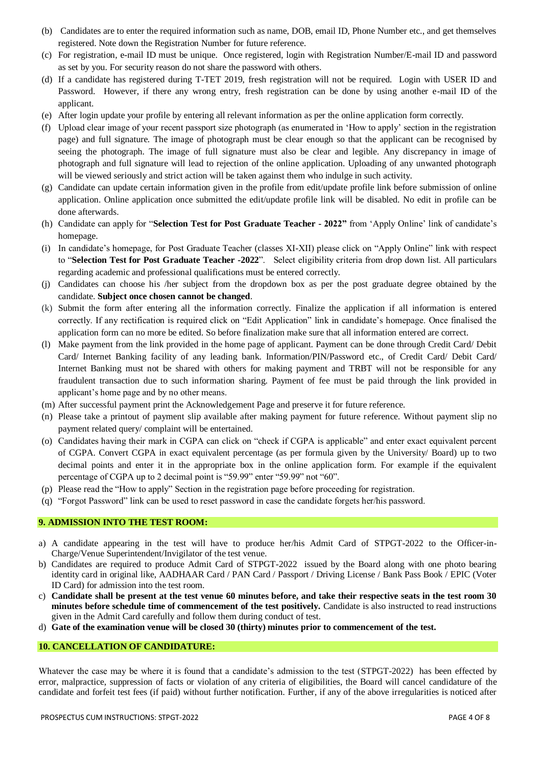(b) Candidates are to enter the required information such as name, DOB, email ID, Phone Number etc., and get themselves registered. Note down the Registration Number for future reference.

(c) For registration, e-mail ID must be unique. Once registered, login with Registration Number/E-mail ID and password as set by you. For security reason do not share the password with others.

(d) If a candidate has registered during T-TET 2019, fresh registration will not be required. Login with USER ID and Password. However, if there any wrong entry, fresh registration can be done by using another e-mail ID of the applicant.

(e) After login update your profile by entering all relevant information as per the online application form correctly.

(f) Upload clear image of your recent passport size photograph (as enumerated in 'How to apply' section in the registration page) and full signature. The image of photograph must be clear enough so that the applicant can be recognised by seeing the photograph. The image of full signature must also be clear and legible. Any discrepancy in image of photograph and full signature will lead to rejection of the online application. Uploading of any unwanted photograph will be viewed seriously and strict action will be taken against them who indulge in such activity.

(g) Candidate can update certain information given in the profile from edit/update profile link before submission of online application. Online application once submitted the edit/update profile link will be disabled. No edit in profile can be done afterwards.

(h) Candidate can apply for "**Selection Test for Post Graduate Teacher - 2022"** from 'Apply Online' link of candidate's homepage.

(i) In candidate's homepage, for Post Graduate Teacher (classes XI-XII) please click on "Apply Online" link with respect to "**Selection Test for Post Graduate Teacher -2022**". Select eligibility criteria from drop down list. All particulars regarding academic and professional qualifications must be entered correctly.

(j) Candidates can choose his /her subject from the dropdown box as per the post graduate degree obtained by the candidate. **Subject once chosen cannot be changed**.

(k) Submit the form after entering all the information correctly. Finalize the application if all information is entered correctly. If any rectification is required click on "Edit Application" link in candidate's homepage. Once finalised the application form can no more be edited. So before finalization make sure that all information entered are correct.

(l) Make payment from the link provided in the home page of applicant. Payment can be done through Credit Card/ Debit Card/ Internet Banking facility of any leading bank. Information/PIN/Password etc., of Credit Card/ Debit Card/ Internet Banking must not be shared with others for making payment and TRBT will not be responsible for any fraudulent transaction due to such information sharing. Payment of fee must be paid through the link provided in applicant's home page and by no other means.

(m) After successful payment print the Acknowledgement Page and preserve it for future reference.

(n) Please take a printout of payment slip available after making payment for future reference. Without payment slip no payment related query/ complaint will be entertained.

(o) Candidates having their mark in CGPA can click on "check if CGPA is applicable" and enter exact equivalent percent of CGPA. Convert CGPA in exact equivalent percentage (as per formula given by the University/ Board) up to two decimal points and enter it in the appropriate box in the online application form. For example if the equivalent percentage of CGPA up to 2 decimal point is "59.99" enter "59.99" not "60".

(p) Please read the "How to apply" Section in the registration page before proceeding for registration.

(q) "Forgot Password" link can be used to reset password in case the candidate forgets her/his password.

## 9. ADMISSION INTO THE TEST ROOM:

a) A candidate appearing in the test will have to produce her/his Admit Card of STPGT-2022 to the Officer-in-Charge/Venue Superintendent/Invigilator of the test venue.

b) Candidates are required to produce Admit Card of STPGT-2022 issued by the Board along with one photo bearing identity card in original like, AADHAAR Card / PAN Card / Passport / Driving License / Bank Pass Book / EPIC (Voter ID Card) for admission into the test room.

c) **Candidate shall be present at the test venue 60 minutes before, and take their respective seats in the test room 30 minutes before schedule time of commencement of the test positively.** Candidate is also instructed to read instructions given in the Admit Card carefully and follow them during conduct of test.

d) **Gate of the examination venue will be closed 30 (thirty) minutes prior to commencement of the test.**

## 10. CANCELLATION OF CANDIDATURE:

Whatever the case may be where it is found that a candidate's admission to the test (STPGT-2022) has been effected by error, malpractice, suppression of facts or violation of any criteria of eligibilities, the Board will cancel candidature of the candidate and forfeit test fees (if paid) without further notification. Further, if any of the above irregularities is noticed after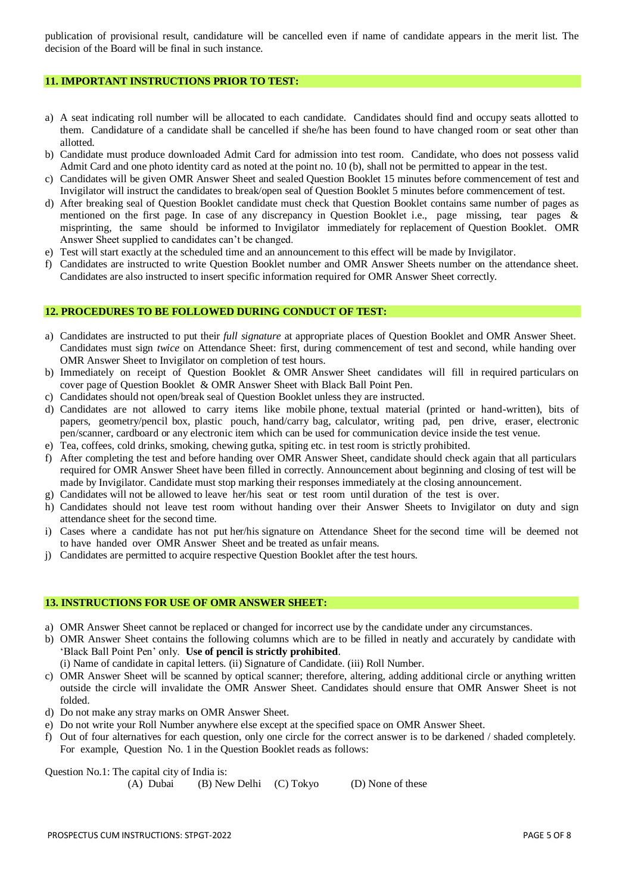publication of provisional result, candidature will be cancelled even if name of candidate appears in the merit list. The decision of the Board will be final in such instance.

## 11. IMPORTANT INSTRUCTIONS PRIOR TO TEST:

a) A seat indicating roll number will be allocated to each candidate. Candidates should find and occupy seats allotted to them. Candidature of a candidate shall be cancelled if she/he has been found to have changed room or seat other than allotted.
b) Candidate must produce downloaded Admit Card for admission into test room. Candidate, who does not possess valid Admit Card and one photo identity card as noted at the point no. 10 (b), shall not be permitted to appear in the test.
c) Candidates will be given OMR Answer Sheet and sealed Question Booklet 15 minutes before commencement of test and Invigilator will instruct the candidates to break/open seal of Question Booklet 5 minutes before commencement of test.
d) After breaking seal of Question Booklet candidate must check that Question Booklet contains same number of pages as mentioned on the first page. In case of any discrepancy in Question Booklet i.e., page missing, tear pages & misprinting, the same should be informed to Invigilator immediately for replacement of Question Booklet. OMR Answer Sheet supplied to candidates can't be changed.
e) Test will start exactly at the scheduled time and an announcement to this effect will be made by Invigilator.
f) Candidates are instructed to write Question Booklet number and OMR Answer Sheets number on the attendance sheet. Candidates are also instructed to insert specific information required for OMR Answer Sheet correctly.

## 12. PROCEDURES TO BE FOLLOWED DURING CONDUCT OF TEST:

a) Candidates are instructed to put their *full signature* at appropriate places of Question Booklet and OMR Answer Sheet. Candidates must sign *twice* on Attendance Sheet: first, during commencement of test and second, while handing over OMR Answer Sheet to Invigilator on completion of test hours.
b) Immediately on receipt of Question Booklet & OMR Answer Sheet candidates will fill in required particulars on cover page of Question Booklet & OMR Answer Sheet with Black Ball Point Pen.
c) Candidates should not open/break seal of Question Booklet unless they are instructed.
d) Candidates are not allowed to carry items like mobile phone, textual material (printed or hand-written), bits of papers, geometry/pencil box, plastic pouch, hand/carry bag, calculator, writing pad, pen drive, eraser, electronic pen/scanner, cardboard or any electronic item which can be used for communication device inside the test venue.
e) Tea, coffees, cold drinks, smoking, chewing gutka, spiting etc. in test room is strictly prohibited.
f) After completing the test and before handing over OMR Answer Sheet, candidate should check again that all particulars required for OMR Answer Sheet have been filled in correctly. Announcement about beginning and closing of test will be made by Invigilator. Candidate must stop marking their responses immediately at the closing announcement.
g) Candidates will not be allowed to leave her/his seat or test room until duration of the test is over.
h) Candidates should not leave test room without handing over their Answer Sheets to Invigilator on duty and sign attendance sheet for the second time.
i) Cases where a candidate has not put her/his signature on Attendance Sheet for the second time will be deemed not to have handed over OMR Answer Sheet and be treated as unfair means.
j) Candidates are permitted to acquire respective Question Booklet after the test hours.

## 13. INSTRUCTIONS FOR USE OF OMR ANSWER SHEET:

a) OMR Answer Sheet cannot be replaced or changed for incorrect use by the candidate under any circumstances.
b) OMR Answer Sheet contains the following columns which are to be filled in neatly and accurately by candidate with 'Black Ball Point Pen' only. **Use of pencil is strictly prohibited**.
   (i) Name of candidate in capital letters. (ii) Signature of Candidate. (iii) Roll Number.
c) OMR Answer Sheet will be scanned by optical scanner; therefore, altering, adding additional circle or anything written outside the circle will invalidate the OMR Answer Sheet. Candidates should ensure that OMR Answer Sheet is not folded.
d) Do not make any stray marks on OMR Answer Sheet.
e) Do not write your Roll Number anywhere else except at the specified space on OMR Answer Sheet.
f) Out of four alternatives for each question, only one circle for the correct answer is to be darkened / shaded completely. For example, Question No. 1 in the Question Booklet reads as follows:

Question No.1: The capital city of India is:
(A) Dubai (B) New Delhi (C) Tokyo (D) None of these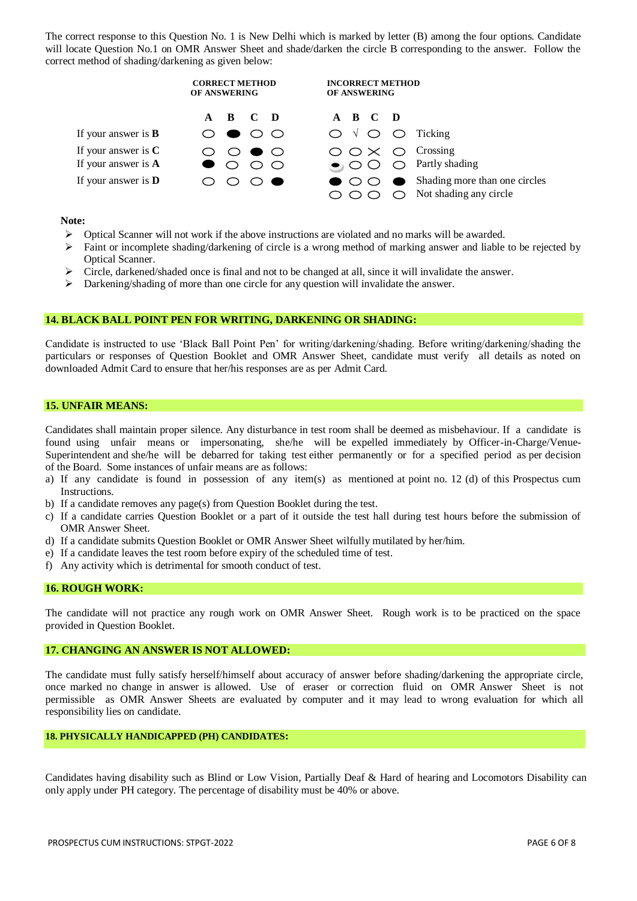The correct response to this Question No. 1 is New Delhi which is marked by letter (B) among the four options. Candidate will locate Question No.1 on OMR Answer Sheet and shade/darken the circle B corresponding to the answer. Follow the correct method of shading/darkening as given below:

| | CORRECT METHOD OF ANSWERING | INCORRECT METHOD OF ANSWERING | |
|---|---|---|---|
| | A B C D | A B C D | |
| If your answer is **B** | ○ ● ○ ○ | ○ √ ○ ○ | Ticking |
| If your answer is **C** | ○ ○ ● ○ | ○ ○ × ○ | Crossing |
| If your answer is **A** | ● ○ ○ ○ | ◐ ○ ○ ○ | Partly shading |
| If your answer is **D** | ○ ○ ○ ● | ● ○ ○ ● | Shading more than one circles |
| | | ○ ○ ○ ○ | Not shading any circle |

**Note:**

- Optical Scanner will not work if the above instructions are violated and no marks will be awarded.
- Faint or incomplete shading/darkening of circle is a wrong method of marking answer and liable to be rejected by Optical Scanner.
- Circle, darkened/shaded once is final and not to be changed at all, since it will invalidate the answer.
- Darkening/shading of more than one circle for any question will invalidate the answer.

## 14. BLACK BALL POINT PEN FOR WRITING, DARKENING OR SHADING:

Candidate is instructed to use 'Black Ball Point Pen' for writing/darkening/shading. Before writing/darkening/shading the particulars or responses of Question Booklet and OMR Answer Sheet, candidate must verify all details as noted on downloaded Admit Card to ensure that her/his responses are as per Admit Card.

## 15. UNFAIR MEANS:

Candidates shall maintain proper silence. Any disturbance in test room shall be deemed as misbehaviour. If a candidate is found using unfair means or impersonating, she/he will be expelled immediately by Officer-in-Charge/Venue-Superintendent and she/he will be debarred for taking test either permanently or for a specified period as per decision of the Board. Some instances of unfair means are as follows:

a) If any candidate is found in possession of any item(s) as mentioned at point no. 12 (d) of this Prospectus cum Instructions.
b) If a candidate removes any page(s) from Question Booklet during the test.
c) If a candidate carries Question Booklet or a part of it outside the test hall during test hours before the submission of OMR Answer Sheet.
d) If a candidate submits Question Booklet or OMR Answer Sheet wilfully mutilated by her/him.
e) If a candidate leaves the test room before expiry of the scheduled time of test.
f) Any activity which is detrimental for smooth conduct of test.

## 16. ROUGH WORK:

The candidate will not practice any rough work on OMR Answer Sheet. Rough work is to be practiced on the space provided in Question Booklet.

## 17. CHANGING AN ANSWER IS NOT ALLOWED:

The candidate must fully satisfy herself/himself about accuracy of answer before shading/darkening the appropriate circle, once marked no change in answer is allowed. Use of eraser or correction fluid on OMR Answer Sheet is not permissible as OMR Answer Sheets are evaluated by computer and it may lead to wrong evaluation for which all responsibility lies on candidate.

## 18. PHYSICALLY HANDICAPPED (PH) CANDIDATES:

Candidates having disability such as Blind or Low Vision, Partially Deaf & Hard of hearing and Locomotors Disability can only apply under PH category. The percentage of disability must be 40% or above.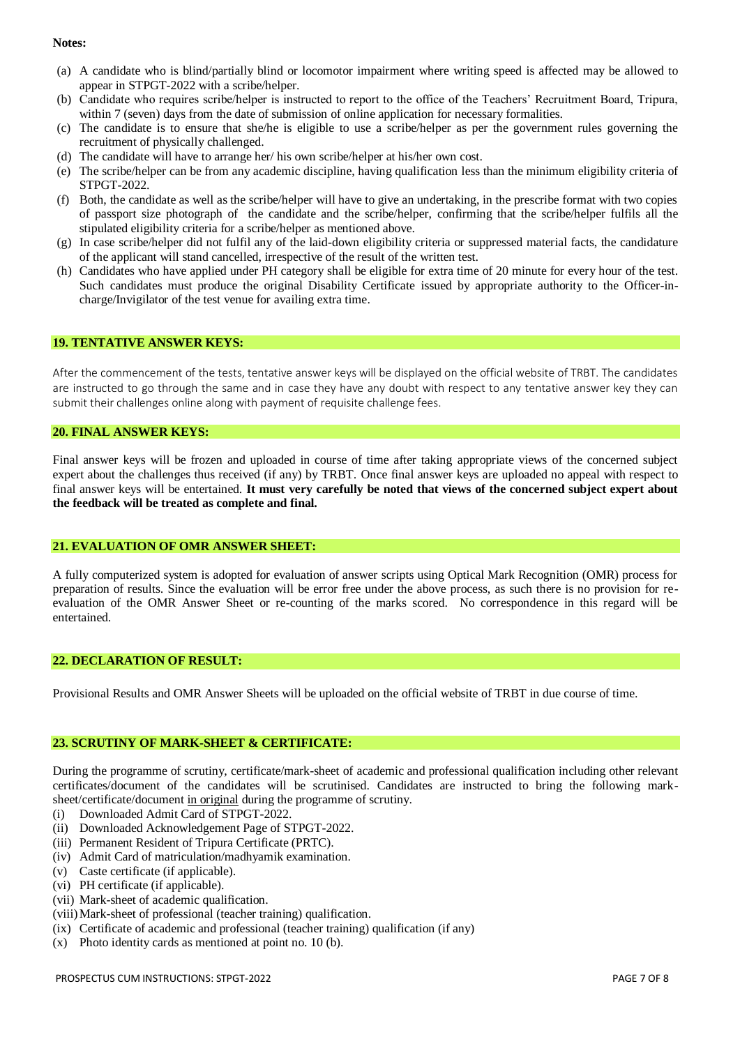**Notes:**

(a) A candidate who is blind/partially blind or locomotor impairment where writing speed is affected may be allowed to appear in STPGT-2022 with a scribe/helper.
(b) Candidate who requires scribe/helper is instructed to report to the office of the Teachers' Recruitment Board, Tripura, within 7 (seven) days from the date of submission of online application for necessary formalities.
(c) The candidate is to ensure that she/he is eligible to use a scribe/helper as per the government rules governing the recruitment of physically challenged.
(d) The candidate will have to arrange her/ his own scribe/helper at his/her own cost.
(e) The scribe/helper can be from any academic discipline, having qualification less than the minimum eligibility criteria of STPGT-2022.
(f) Both, the candidate as well as the scribe/helper will have to give an undertaking, in the prescribe format with two copies of passport size photograph of the candidate and the scribe/helper, confirming that the scribe/helper fulfils all the stipulated eligibility criteria for a scribe/helper as mentioned above.
(g) In case scribe/helper did not fulfil any of the laid-down eligibility criteria or suppressed material facts, the candidature of the applicant will stand cancelled, irrespective of the result of the written test.
(h) Candidates who have applied under PH category shall be eligible for extra time of 20 minute for every hour of the test. Such candidates must produce the original Disability Certificate issued by appropriate authority to the Officer-in-charge/Invigilator of the test venue for availing extra time.

## 19. TENTATIVE ANSWER KEYS:

After the commencement of the tests, tentative answer keys will be displayed on the official website of TRBT. The candidates are instructed to go through the same and in case they have any doubt with respect to any tentative answer key they can submit their challenges online along with payment of requisite challenge fees.

## 20. FINAL ANSWER KEYS:

Final answer keys will be frozen and uploaded in course of time after taking appropriate views of the concerned subject expert about the challenges thus received (if any) by TRBT. Once final answer keys are uploaded no appeal with respect to final answer keys will be entertained. **It must very carefully be noted that views of the concerned subject expert about the feedback will be treated as complete and final.**

## 21. EVALUATION OF OMR ANSWER SHEET:

A fully computerized system is adopted for evaluation of answer scripts using Optical Mark Recognition (OMR) process for preparation of results. Since the evaluation will be error free under the above process, as such there is no provision for re-evaluation of the OMR Answer Sheet or re-counting of the marks scored. No correspondence in this regard will be entertained.

## 22. DECLARATION OF RESULT:

Provisional Results and OMR Answer Sheets will be uploaded on the official website of TRBT in due course of time.

## 23. SCRUTINY OF MARK-SHEET & CERTIFICATE:

During the programme of scrutiny, certificate/mark-sheet of academic and professional qualification including other relevant certificates/document of the candidates will be scrutinised. Candidates are instructed to bring the following mark-sheet/certificate/document in original during the programme of scrutiny.

(i) Downloaded Admit Card of STPGT-2022.
(ii) Downloaded Acknowledgement Page of STPGT-2022.
(iii) Permanent Resident of Tripura Certificate (PRTC).
(iv) Admit Card of matriculation/madhyamik examination.
(v) Caste certificate (if applicable).
(vi) PH certificate (if applicable).
(vii) Mark-sheet of academic qualification.
(viii) Mark-sheet of professional (teacher training) qualification.
(ix) Certificate of academic and professional (teacher training) qualification (if any)
(x) Photo identity cards as mentioned at point no. 10 (b).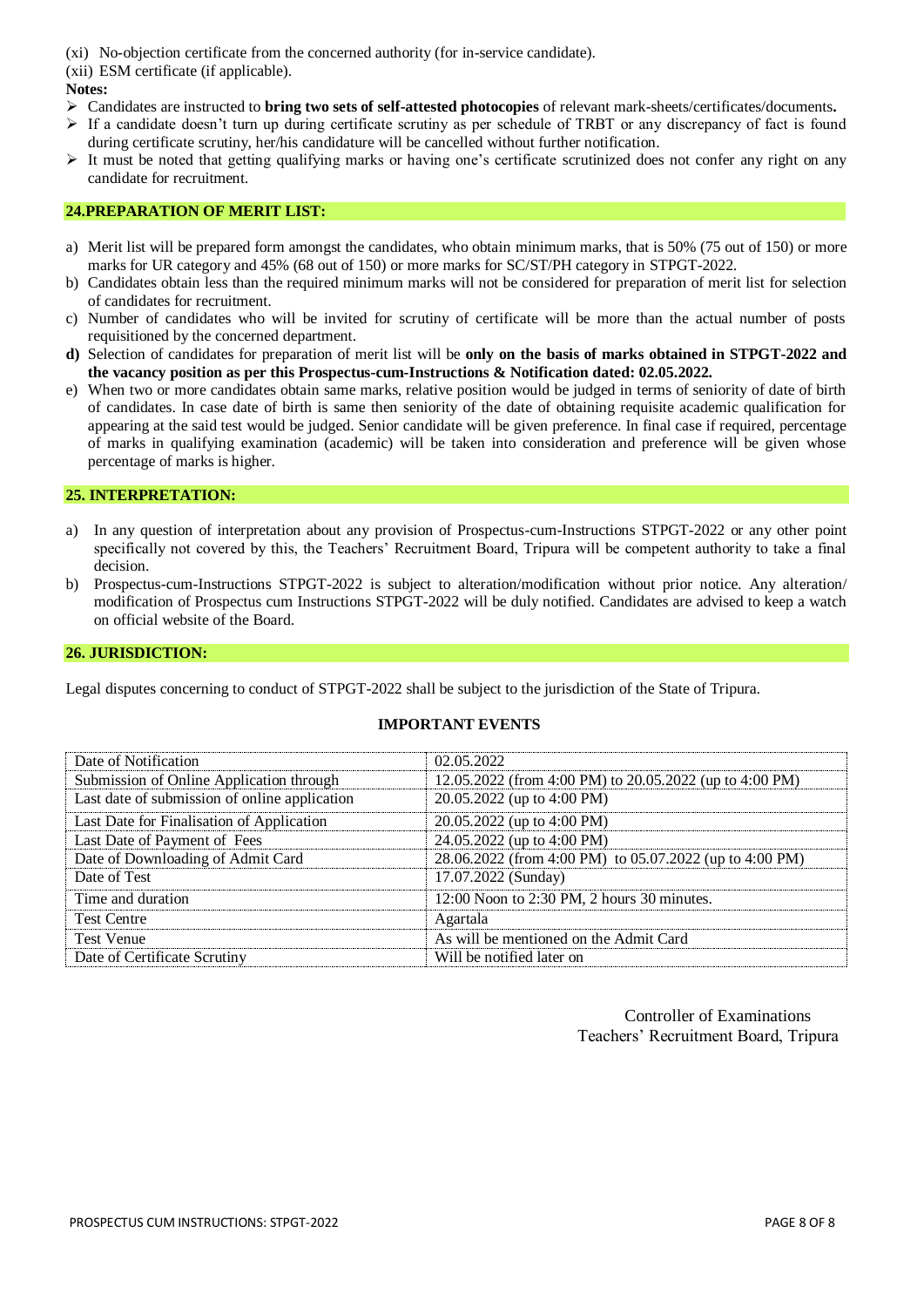(xi) No-objection certificate from the concerned authority (for in-service candidate).

(xii) ESM certificate (if applicable).

**Notes:**

- Candidates are instructed to **bring two sets of self-attested photocopies** of relevant mark-sheets/certificates/documents**.**
- If a candidate doesn't turn up during certificate scrutiny as per schedule of TRBT or any discrepancy of fact is found during certificate scrutiny, her/his candidature will be cancelled without further notification.
- It must be noted that getting qualifying marks or having one's certificate scrutinized does not confer any right on any candidate for recruitment.

## 24.PREPARATION OF MERIT LIST:

a) Merit list will be prepared form amongst the candidates, who obtain minimum marks, that is 50% (75 out of 150) or more marks for UR category and 45% (68 out of 150) or more marks for SC/ST/PH category in STPGT-2022.

b) Candidates obtain less than the required minimum marks will not be considered for preparation of merit list for selection of candidates for recruitment.

c) Number of candidates who will be invited for scrutiny of certificate will be more than the actual number of posts requisitioned by the concerned department.

**d)** Selection of candidates for preparation of merit list will be **only on the basis of marks obtained in STPGT-2022 and the vacancy position as per this Prospectus-cum-Instructions & Notification dated: 02.05.2022.**

e) When two or more candidates obtain same marks, relative position would be judged in terms of seniority of date of birth of candidates. In case date of birth is same then seniority of the date of obtaining requisite academic qualification for appearing at the said test would be judged. Senior candidate will be given preference. In final case if required, percentage of marks in qualifying examination (academic) will be taken into consideration and preference will be given whose percentage of marks is higher.

## 25. INTERPRETATION:

a) In any question of interpretation about any provision of Prospectus-cum-Instructions STPGT-2022 or any other point specifically not covered by this, the Teachers' Recruitment Board, Tripura will be competent authority to take a final decision.

b) Prospectus-cum-Instructions STPGT-2022 is subject to alteration/modification without prior notice. Any alteration/ modification of Prospectus cum Instructions STPGT-2022 will be duly notified. Candidates are advised to keep a watch on official website of the Board.

## 26. JURISDICTION:

Legal disputes concerning to conduct of STPGT-2022 shall be subject to the jurisdiction of the State of Tripura.

### IMPORTANT EVENTS

| | |
|---|---|
| Date of Notification | 02.05.2022 |
| Submission of Online Application through | 12.05.2022 (from 4:00 PM) to 20.05.2022 (up to 4:00 PM) |
| Last date of submission of online application | 20.05.2022 (up to 4:00 PM) |
| Last Date for Finalisation of Application | 20.05.2022 (up to 4:00 PM) |
| Last Date of Payment of Fees | 24.05.2022 (up to 4:00 PM) |
| Date of Downloading of Admit Card | 28.06.2022 (from 4:00 PM) to 05.07.2022 (up to 4:00 PM) |
| Date of Test | 17.07.2022 (Sunday) |
| Time and duration | 12:00 Noon to 2:30 PM, 2 hours 30 minutes. |
| Test Centre | Agartala |
| Test Venue | As will be mentioned on the Admit Card |
| Date of Certificate Scrutiny | Will be notified later on |

Controller of Examinations
Teachers' Recruitment Board, Tripura